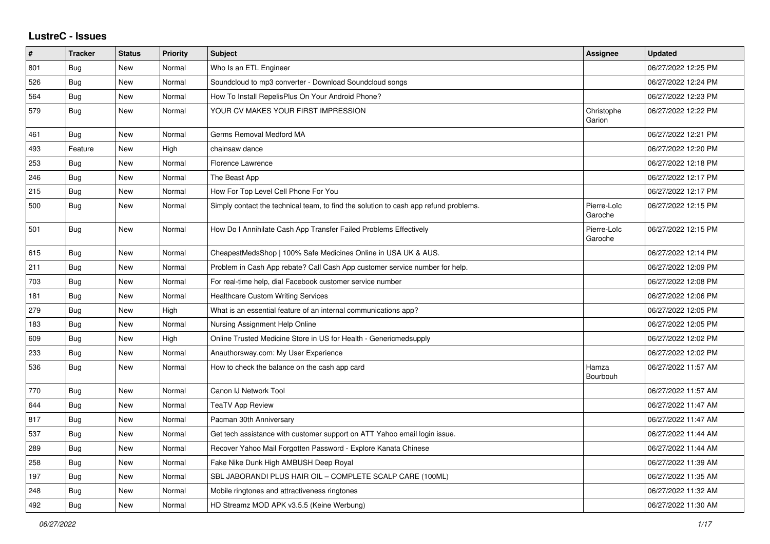## LustreC - Issues

| # | Tracker | Status | Priority | Subject | Assignee | Updated |
|---|---|---|---|---|---|---|
| 801 | Bug | New | Normal | Who Is an ETL Engineer | | 06/27/2022 12:25 PM |
| 526 | Bug | New | Normal | Soundcloud to mp3 converter - Download Soundcloud songs | | 06/27/2022 12:24 PM |
| 564 | Bug | New | Normal | How To Install RepelisPlus On Your Android Phone? | | 06/27/2022 12:23 PM |
| 579 | Bug | New | Normal | YOUR CV MAKES YOUR FIRST IMPRESSION | Christophe Garion | 06/27/2022 12:22 PM |
| 461 | Bug | New | Normal | Germs Removal Medford MA | | 06/27/2022 12:21 PM |
| 493 | Feature | New | High | chainsaw dance | | 06/27/2022 12:20 PM |
| 253 | Bug | New | Normal | Florence Lawrence | | 06/27/2022 12:18 PM |
| 246 | Bug | New | Normal | The Beast App | | 06/27/2022 12:17 PM |
| 215 | Bug | New | Normal | How For Top Level Cell Phone For You | | 06/27/2022 12:17 PM |
| 500 | Bug | New | Normal | Simply contact the technical team, to find the solution to cash app refund problems. | Pierre-Loïc Garoche | 06/27/2022 12:15 PM |
| 501 | Bug | New | Normal | How Do I Annihilate Cash App Transfer Failed Problems Effectively | Pierre-Loïc Garoche | 06/27/2022 12:15 PM |
| 615 | Bug | New | Normal | CheapestMedsShop \| 100% Safe Medicines Online in USA UK & AUS. | | 06/27/2022 12:14 PM |
| 211 | Bug | New | Normal | Problem in Cash App rebate? Call Cash App customer service number for help. | | 06/27/2022 12:09 PM |
| 703 | Bug | New | Normal | For real-time help, dial Facebook customer service number | | 06/27/2022 12:08 PM |
| 181 | Bug | New | Normal | Healthcare Custom Writing Services | | 06/27/2022 12:06 PM |
| 279 | Bug | New | High | What is an essential feature of an internal communications app? | | 06/27/2022 12:05 PM |
| 183 | Bug | New | Normal | Nursing Assignment Help Online | | 06/27/2022 12:05 PM |
| 609 | Bug | New | High | Online Trusted Medicine Store in US for Health - Genericmedsupply | | 06/27/2022 12:02 PM |
| 233 | Bug | New | Normal | Anauthorsway.com: My User Experience | | 06/27/2022 12:02 PM |
| 536 | Bug | New | Normal | How to check the balance on the cash app card | Hamza Bourbouh | 06/27/2022 11:57 AM |
| 770 | Bug | New | Normal | Canon IJ Network Tool | | 06/27/2022 11:57 AM |
| 644 | Bug | New | Normal | TeaTV App Review | | 06/27/2022 11:47 AM |
| 817 | Bug | New | Normal | Pacman 30th Anniversary | | 06/27/2022 11:47 AM |
| 537 | Bug | New | Normal | Get tech assistance with customer support on ATT Yahoo email login issue. | | 06/27/2022 11:44 AM |
| 289 | Bug | New | Normal | Recover Yahoo Mail Forgotten Password - Explore Kanata Chinese | | 06/27/2022 11:44 AM |
| 258 | Bug | New | Normal | Fake Nike Dunk High AMBUSH Deep Royal | | 06/27/2022 11:39 AM |
| 197 | Bug | New | Normal | SBL JABORANDI PLUS HAIR OIL – COMPLETE SCALP CARE (100ML) | | 06/27/2022 11:35 AM |
| 248 | Bug | New | Normal | Mobile ringtones and attractiveness ringtones | | 06/27/2022 11:32 AM |
| 492 | Bug | New | Normal | HD Streamz MOD APK v3.5.5 (Keine Werbung) | | 06/27/2022 11:30 AM |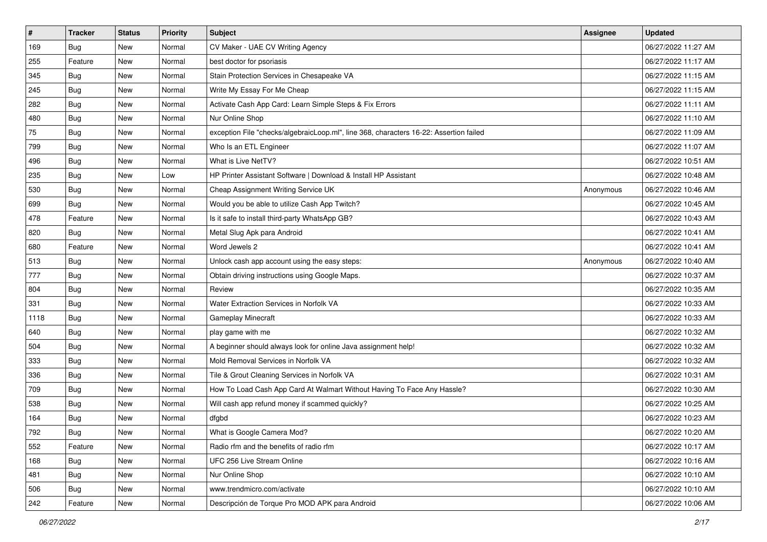| # | Tracker | Status | Priority | Subject | Assignee | Updated |
|---|---|---|---|---|---|---|
| 169 | Bug | New | Normal | CV Maker - UAE CV Writing Agency | | 06/27/2022 11:27 AM |
| 255 | Feature | New | Normal | best doctor for psoriasis | | 06/27/2022 11:17 AM |
| 345 | Bug | New | Normal | Stain Protection Services in Chesapeake VA | | 06/27/2022 11:15 AM |
| 245 | Bug | New | Normal | Write My Essay For Me Cheap | | 06/27/2022 11:15 AM |
| 282 | Bug | New | Normal | Activate Cash App Card: Learn Simple Steps & Fix Errors | | 06/27/2022 11:11 AM |
| 480 | Bug | New | Normal | Nur Online Shop | | 06/27/2022 11:10 AM |
| 75 | Bug | New | Normal | exception File "checks/algebraicLoop.ml", line 368, characters 16-22: Assertion failed | | 06/27/2022 11:09 AM |
| 799 | Bug | New | Normal | Who Is an ETL Engineer | | 06/27/2022 11:07 AM |
| 496 | Bug | New | Normal | What is Live NetTV? | | 06/27/2022 10:51 AM |
| 235 | Bug | New | Low | HP Printer Assistant Software \| Download & Install HP Assistant | | 06/27/2022 10:48 AM |
| 530 | Bug | New | Normal | Cheap Assignment Writing Service UK | Anonymous | 06/27/2022 10:46 AM |
| 699 | Bug | New | Normal | Would you be able to utilize Cash App Twitch? | | 06/27/2022 10:45 AM |
| 478 | Feature | New | Normal | Is it safe to install third-party WhatsApp GB? | | 06/27/2022 10:43 AM |
| 820 | Bug | New | Normal | Metal Slug Apk para Android | | 06/27/2022 10:41 AM |
| 680 | Feature | New | Normal | Word Jewels 2 | | 06/27/2022 10:41 AM |
| 513 | Bug | New | Normal | Unlock cash app account using the easy steps: | Anonymous | 06/27/2022 10:40 AM |
| 777 | Bug | New | Normal | Obtain driving instructions using Google Maps. | | 06/27/2022 10:37 AM |
| 804 | Bug | New | Normal | Review | | 06/27/2022 10:35 AM |
| 331 | Bug | New | Normal | Water Extraction Services in Norfolk VA | | 06/27/2022 10:33 AM |
| 1118 | Bug | New | Normal | Gameplay Minecraft | | 06/27/2022 10:33 AM |
| 640 | Bug | New | Normal | play game with me | | 06/27/2022 10:32 AM |
| 504 | Bug | New | Normal | A beginner should always look for online Java assignment help! | | 06/27/2022 10:32 AM |
| 333 | Bug | New | Normal | Mold Removal Services in Norfolk VA | | 06/27/2022 10:32 AM |
| 336 | Bug | New | Normal | Tile & Grout Cleaning Services in Norfolk VA | | 06/27/2022 10:31 AM |
| 709 | Bug | New | Normal | How To Load Cash App Card At Walmart Without Having To Face Any Hassle? | | 06/27/2022 10:30 AM |
| 538 | Bug | New | Normal | Will cash app refund money if scammed quickly? | | 06/27/2022 10:25 AM |
| 164 | Bug | New | Normal | dfgbd | | 06/27/2022 10:23 AM |
| 792 | Bug | New | Normal | What is Google Camera Mod? | | 06/27/2022 10:20 AM |
| 552 | Feature | New | Normal | Radio rfm and the benefits of radio rfm | | 06/27/2022 10:17 AM |
| 168 | Bug | New | Normal | UFC 256 Live Stream Online | | 06/27/2022 10:16 AM |
| 481 | Bug | New | Normal | Nur Online Shop | | 06/27/2022 10:10 AM |
| 506 | Bug | New | Normal | www.trendmicro.com/activate | | 06/27/2022 10:10 AM |
| 242 | Feature | New | Normal | Descripción de Torque Pro MOD APK para Android | | 06/27/2022 10:06 AM |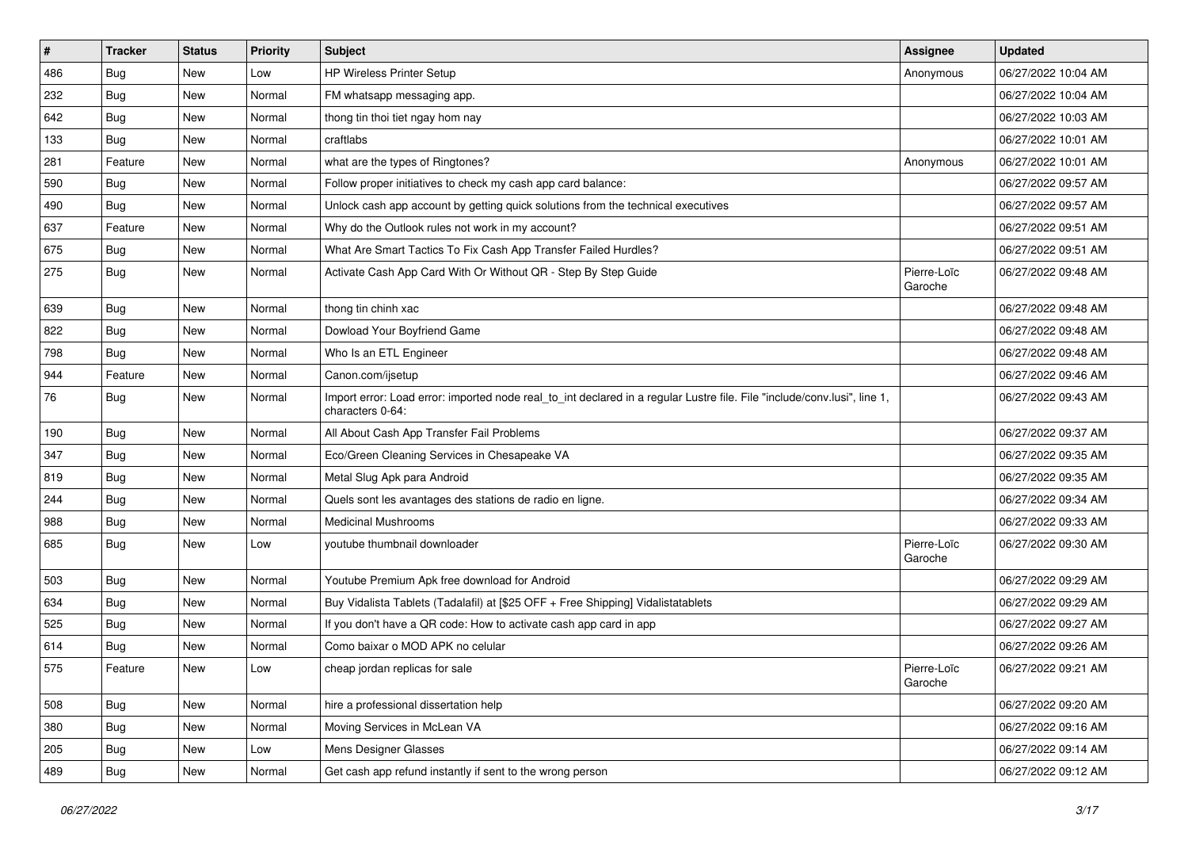| # | Tracker | Status | Priority | Subject | Assignee | Updated |
|---|---|---|---|---|---|---|
| 486 | Bug | New | Low | HP Wireless Printer Setup | Anonymous | 06/27/2022 10:04 AM |
| 232 | Bug | New | Normal | FM whatsapp messaging app. | | 06/27/2022 10:04 AM |
| 642 | Bug | New | Normal | thong tin thoi tiet ngay hom nay | | 06/27/2022 10:03 AM |
| 133 | Bug | New | Normal | craftlabs | | 06/27/2022 10:01 AM |
| 281 | Feature | New | Normal | what are the types of Ringtones? | Anonymous | 06/27/2022 10:01 AM |
| 590 | Bug | New | Normal | Follow proper initiatives to check my cash app card balance: | | 06/27/2022 09:57 AM |
| 490 | Bug | New | Normal | Unlock cash app account by getting quick solutions from the technical executives | | 06/27/2022 09:57 AM |
| 637 | Feature | New | Normal | Why do the Outlook rules not work in my account? | | 06/27/2022 09:51 AM |
| 675 | Bug | New | Normal | What Are Smart Tactics To Fix Cash App Transfer Failed Hurdles? | | 06/27/2022 09:51 AM |
| 275 | Bug | New | Normal | Activate Cash App Card With Or Without QR - Step By Step Guide | Pierre-Loïc Garoche | 06/27/2022 09:48 AM |
| 639 | Bug | New | Normal | thong tin chinh xac | | 06/27/2022 09:48 AM |
| 822 | Bug | New | Normal | Dowload Your Boyfriend Game | | 06/27/2022 09:48 AM |
| 798 | Bug | New | Normal | Who Is an ETL Engineer | | 06/27/2022 09:48 AM |
| 944 | Feature | New | Normal | Canon.com/ijsetup | | 06/27/2022 09:46 AM |
| 76 | Bug | New | Normal | Import error: Load error: imported node real_to_int declared in a regular Lustre file. File "include/conv.lusi", line 1, characters 0-64: | | 06/27/2022 09:43 AM |
| 190 | Bug | New | Normal | All About Cash App Transfer Fail Problems | | 06/27/2022 09:37 AM |
| 347 | Bug | New | Normal | Eco/Green Cleaning Services in Chesapeake VA | | 06/27/2022 09:35 AM |
| 819 | Bug | New | Normal | Metal Slug Apk para Android | | 06/27/2022 09:35 AM |
| 244 | Bug | New | Normal | Quels sont les avantages des stations de radio en ligne. | | 06/27/2022 09:34 AM |
| 988 | Bug | New | Normal | Medicinal Mushrooms | | 06/27/2022 09:33 AM |
| 685 | Bug | New | Low | youtube thumbnail downloader | Pierre-Loïc Garoche | 06/27/2022 09:30 AM |
| 503 | Bug | New | Normal | Youtube Premium Apk free download for Android | | 06/27/2022 09:29 AM |
| 634 | Bug | New | Normal | Buy Vidalista Tablets (Tadalafil) at [$25 OFF + Free Shipping] Vidalistatablets | | 06/27/2022 09:29 AM |
| 525 | Bug | New | Normal | If you don't have a QR code: How to activate cash app card in app | | 06/27/2022 09:27 AM |
| 614 | Bug | New | Normal | Como baixar o MOD APK no celular | | 06/27/2022 09:26 AM |
| 575 | Feature | New | Low | cheap jordan replicas for sale | Pierre-Loïc Garoche | 06/27/2022 09:21 AM |
| 508 | Bug | New | Normal | hire a professional dissertation help | | 06/27/2022 09:20 AM |
| 380 | Bug | New | Normal | Moving Services in McLean VA | | 06/27/2022 09:16 AM |
| 205 | Bug | New | Low | Mens Designer Glasses | | 06/27/2022 09:14 AM |
| 489 | Bug | New | Normal | Get cash app refund instantly if sent to the wrong person | | 06/27/2022 09:12 AM |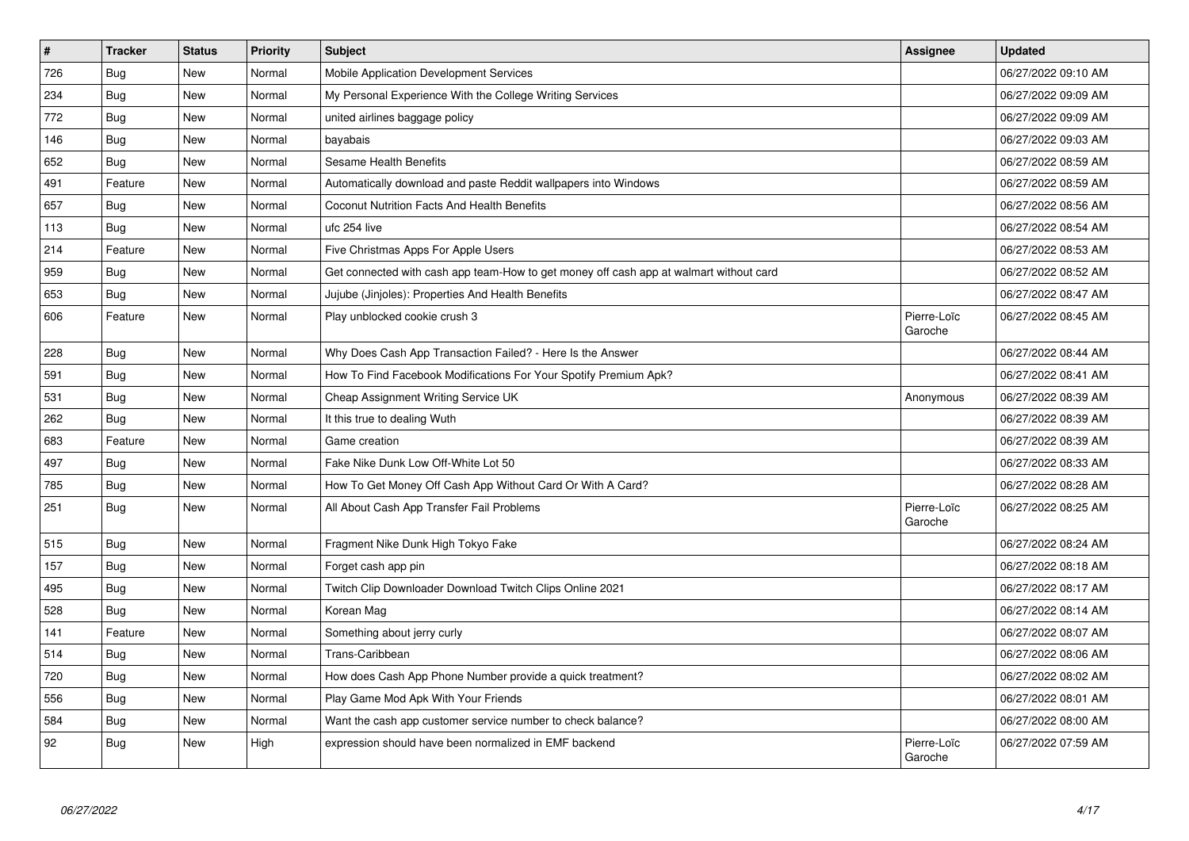| # | Tracker | Status | Priority | Subject | Assignee | Updated |
|---|---|---|---|---|---|---|
| 726 | Bug | New | Normal | Mobile Application Development Services | | 06/27/2022 09:10 AM |
| 234 | Bug | New | Normal | My Personal Experience With the College Writing Services | | 06/27/2022 09:09 AM |
| 772 | Bug | New | Normal | united airlines baggage policy | | 06/27/2022 09:09 AM |
| 146 | Bug | New | Normal | bayabais | | 06/27/2022 09:03 AM |
| 652 | Bug | New | Normal | Sesame Health Benefits | | 06/27/2022 08:59 AM |
| 491 | Feature | New | Normal | Automatically download and paste Reddit wallpapers into Windows | | 06/27/2022 08:59 AM |
| 657 | Bug | New | Normal | Coconut Nutrition Facts And Health Benefits | | 06/27/2022 08:56 AM |
| 113 | Bug | New | Normal | ufc 254 live | | 06/27/2022 08:54 AM |
| 214 | Feature | New | Normal | Five Christmas Apps For Apple Users | | 06/27/2022 08:53 AM |
| 959 | Bug | New | Normal | Get connected with cash app team-How to get money off cash app at walmart without card | | 06/27/2022 08:52 AM |
| 653 | Bug | New | Normal | Jujube (Jinjoles): Properties And Health Benefits | | 06/27/2022 08:47 AM |
| 606 | Feature | New | Normal | Play unblocked cookie crush 3 | Pierre-Loïc Garoche | 06/27/2022 08:45 AM |
| 228 | Bug | New | Normal | Why Does Cash App Transaction Failed? - Here Is the Answer | | 06/27/2022 08:44 AM |
| 591 | Bug | New | Normal | How To Find Facebook Modifications For Your Spotify Premium Apk? | | 06/27/2022 08:41 AM |
| 531 | Bug | New | Normal | Cheap Assignment Writing Service UK | Anonymous | 06/27/2022 08:39 AM |
| 262 | Bug | New | Normal | It this true to dealing Wuth | | 06/27/2022 08:39 AM |
| 683 | Feature | New | Normal | Game creation | | 06/27/2022 08:39 AM |
| 497 | Bug | New | Normal | Fake Nike Dunk Low Off-White Lot 50 | | 06/27/2022 08:33 AM |
| 785 | Bug | New | Normal | How To Get Money Off Cash App Without Card Or With A Card? | | 06/27/2022 08:28 AM |
| 251 | Bug | New | Normal | All About Cash App Transfer Fail Problems | Pierre-Loïc Garoche | 06/27/2022 08:25 AM |
| 515 | Bug | New | Normal | Fragment Nike Dunk High Tokyo Fake | | 06/27/2022 08:24 AM |
| 157 | Bug | New | Normal | Forget cash app pin | | 06/27/2022 08:18 AM |
| 495 | Bug | New | Normal | Twitch Clip Downloader Download Twitch Clips Online 2021 | | 06/27/2022 08:17 AM |
| 528 | Bug | New | Normal | Korean Mag | | 06/27/2022 08:14 AM |
| 141 | Feature | New | Normal | Something about jerry curly | | 06/27/2022 08:07 AM |
| 514 | Bug | New | Normal | Trans-Caribbean | | 06/27/2022 08:06 AM |
| 720 | Bug | New | Normal | How does Cash App Phone Number provide a quick treatment? | | 06/27/2022 08:02 AM |
| 556 | Bug | New | Normal | Play Game Mod Apk With Your Friends | | 06/27/2022 08:01 AM |
| 584 | Bug | New | Normal | Want the cash app customer service number to check balance? | | 06/27/2022 08:00 AM |
| 92 | Bug | New | High | expression should have been normalized in EMF backend | Pierre-Loïc Garoche | 06/27/2022 07:59 AM |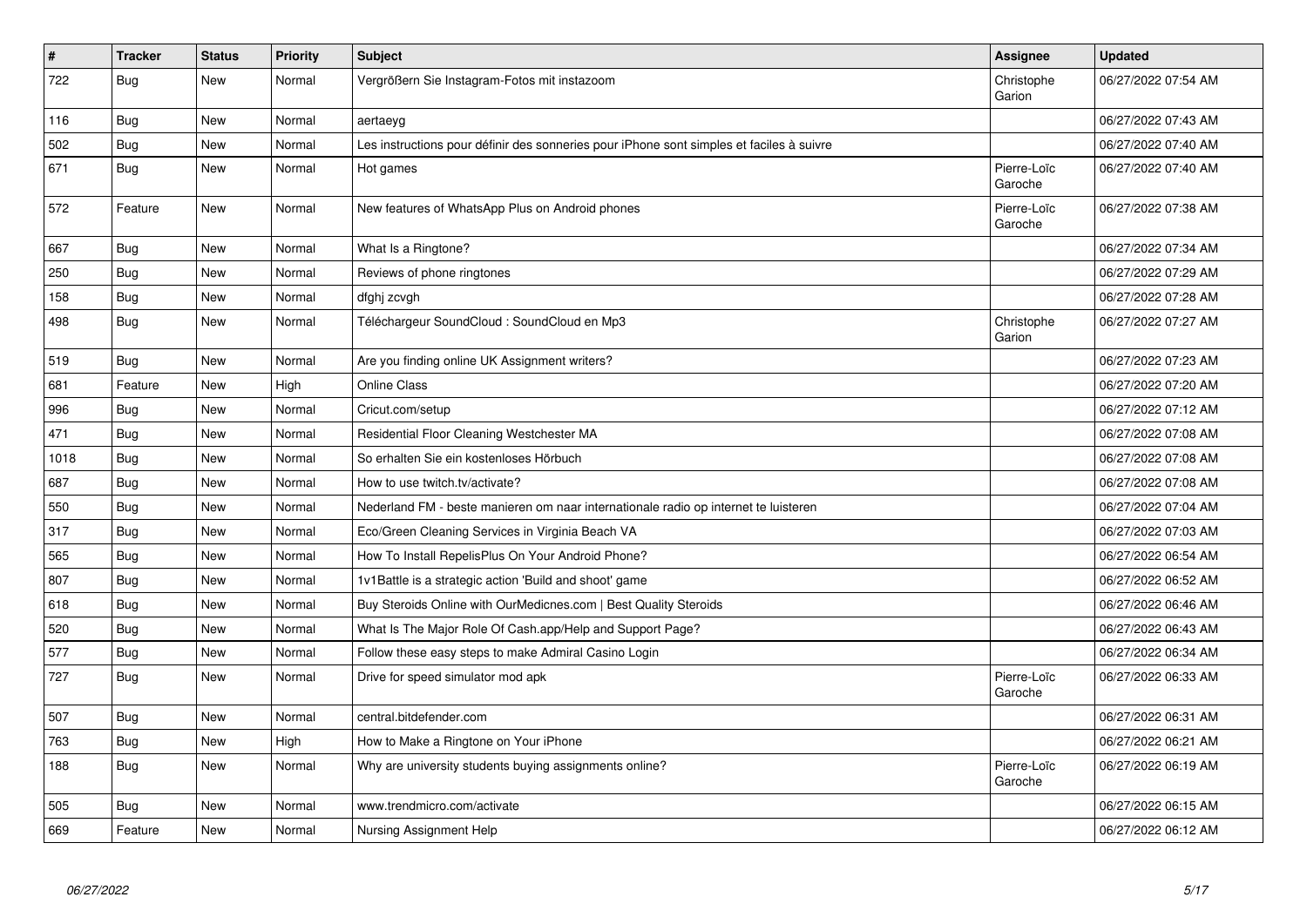| # | Tracker | Status | Priority | Subject | Assignee | Updated |
|---|---|---|---|---|---|---|
| 722 | Bug | New | Normal | Vergrößern Sie Instagram-Fotos mit instazoom | Christophe Garion | 06/27/2022 07:54 AM |
| 116 | Bug | New | Normal | aertaeyg | | 06/27/2022 07:43 AM |
| 502 | Bug | New | Normal | Les instructions pour définir des sonneries pour iPhone sont simples et faciles à suivre | | 06/27/2022 07:40 AM |
| 671 | Bug | New | Normal | Hot games | Pierre-Loïc Garoche | 06/27/2022 07:40 AM |
| 572 | Feature | New | Normal | New features of WhatsApp Plus on Android phones | Pierre-Loïc Garoche | 06/27/2022 07:38 AM |
| 667 | Bug | New | Normal | What Is a Ringtone? | | 06/27/2022 07:34 AM |
| 250 | Bug | New | Normal | Reviews of phone ringtones | | 06/27/2022 07:29 AM |
| 158 | Bug | New | Normal | dfghj zcvgh | | 06/27/2022 07:28 AM |
| 498 | Bug | New | Normal | Téléchargeur SoundCloud : SoundCloud en Mp3 | Christophe Garion | 06/27/2022 07:27 AM |
| 519 | Bug | New | Normal | Are you finding online UK Assignment writers? | | 06/27/2022 07:23 AM |
| 681 | Feature | New | High | Online Class | | 06/27/2022 07:20 AM |
| 996 | Bug | New | Normal | Cricut.com/setup | | 06/27/2022 07:12 AM |
| 471 | Bug | New | Normal | Residential Floor Cleaning Westchester MA | | 06/27/2022 07:08 AM |
| 1018 | Bug | New | Normal | So erhalten Sie ein kostenloses Hörbuch | | 06/27/2022 07:08 AM |
| 687 | Bug | New | Normal | How to use twitch.tv/activate? | | 06/27/2022 07:08 AM |
| 550 | Bug | New | Normal | Nederland FM - beste manieren om naar internationale radio op internet te luisteren | | 06/27/2022 07:04 AM |
| 317 | Bug | New | Normal | Eco/Green Cleaning Services in Virginia Beach VA | | 06/27/2022 07:03 AM |
| 565 | Bug | New | Normal | How To Install RepelisPlus On Your Android Phone? | | 06/27/2022 06:54 AM |
| 807 | Bug | New | Normal | 1v1Battle is a strategic action 'Build and shoot' game | | 06/27/2022 06:52 AM |
| 618 | Bug | New | Normal | Buy Steroids Online with OurMedicnes.com \| Best Quality Steroids | | 06/27/2022 06:46 AM |
| 520 | Bug | New | Normal | What Is The Major Role Of Cash.app/Help and Support Page? | | 06/27/2022 06:43 AM |
| 577 | Bug | New | Normal | Follow these easy steps to make Admiral Casino Login | | 06/27/2022 06:34 AM |
| 727 | Bug | New | Normal | Drive for speed simulator mod apk | Pierre-Loïc Garoche | 06/27/2022 06:33 AM |
| 507 | Bug | New | Normal | central.bitdefender.com | | 06/27/2022 06:31 AM |
| 763 | Bug | New | High | How to Make a Ringtone on Your iPhone | | 06/27/2022 06:21 AM |
| 188 | Bug | New | Normal | Why are university students buying assignments online? | Pierre-Loïc Garoche | 06/27/2022 06:19 AM |
| 505 | Bug | New | Normal | www.trendmicro.com/activate | | 06/27/2022 06:15 AM |
| 669 | Feature | New | Normal | Nursing Assignment Help | | 06/27/2022 06:12 AM |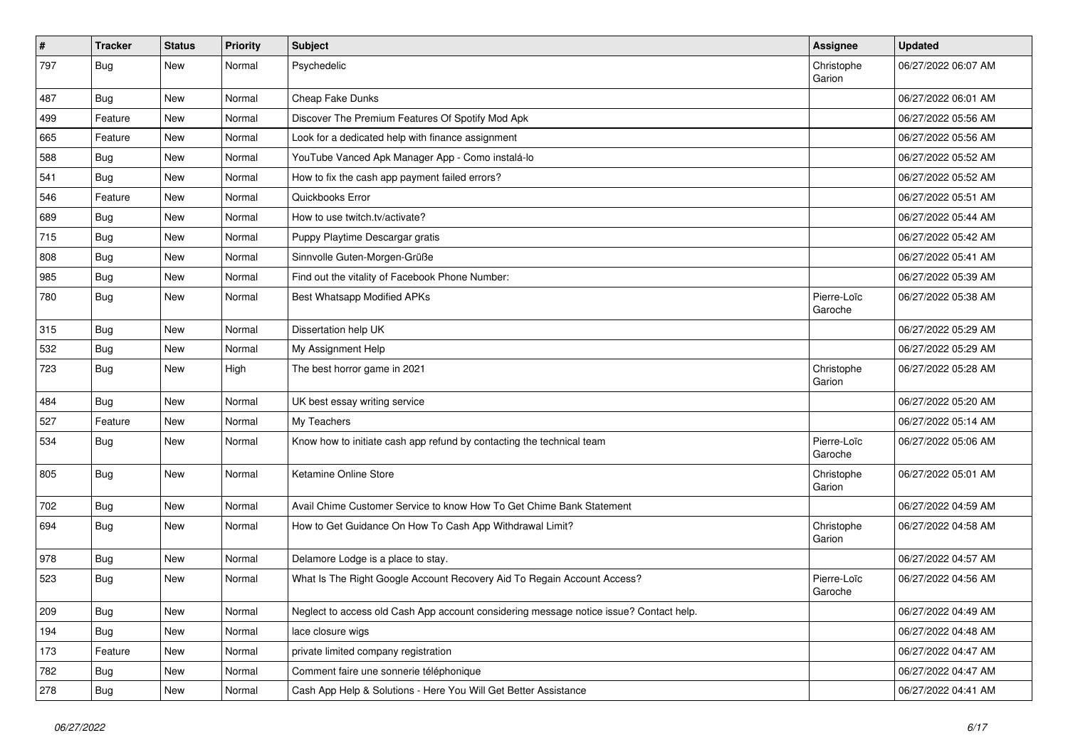| # | Tracker | Status | Priority | Subject | Assignee | Updated |
|---|---|---|---|---|---|---|
| 797 | Bug | New | Normal | Psychedelic | Christophe Garion | 06/27/2022 06:07 AM |
| 487 | Bug | New | Normal | Cheap Fake Dunks | | 06/27/2022 06:01 AM |
| 499 | Feature | New | Normal | Discover The Premium Features Of Spotify Mod Apk | | 06/27/2022 05:56 AM |
| 665 | Feature | New | Normal | Look for a dedicated help with finance assignment | | 06/27/2022 05:56 AM |
| 588 | Bug | New | Normal | YouTube Vanced Apk Manager App - Como instalá-lo | | 06/27/2022 05:52 AM |
| 541 | Bug | New | Normal | How to fix the cash app payment failed errors? | | 06/27/2022 05:52 AM |
| 546 | Feature | New | Normal | Quickbooks Error | | 06/27/2022 05:51 AM |
| 689 | Bug | New | Normal | How to use twitch.tv/activate? | | 06/27/2022 05:44 AM |
| 715 | Bug | New | Normal | Puppy Playtime Descargar gratis | | 06/27/2022 05:42 AM |
| 808 | Bug | New | Normal | Sinnvolle Guten-Morgen-Grüße | | 06/27/2022 05:41 AM |
| 985 | Bug | New | Normal | Find out the vitality of Facebook Phone Number: | | 06/27/2022 05:39 AM |
| 780 | Bug | New | Normal | Best Whatsapp Modified APKs | Pierre-Loïc Garoche | 06/27/2022 05:38 AM |
| 315 | Bug | New | Normal | Dissertation help UK | | 06/27/2022 05:29 AM |
| 532 | Bug | New | Normal | My Assignment Help | | 06/27/2022 05:29 AM |
| 723 | Bug | New | High | The best horror game in 2021 | Christophe Garion | 06/27/2022 05:28 AM |
| 484 | Bug | New | Normal | UK best essay writing service | | 06/27/2022 05:20 AM |
| 527 | Feature | New | Normal | My Teachers | | 06/27/2022 05:14 AM |
| 534 | Bug | New | Normal | Know how to initiate cash app refund by contacting the technical team | Pierre-Loïc Garoche | 06/27/2022 05:06 AM |
| 805 | Bug | New | Normal | Ketamine Online Store | Christophe Garion | 06/27/2022 05:01 AM |
| 702 | Bug | New | Normal | Avail Chime Customer Service to know How To Get Chime Bank Statement | | 06/27/2022 04:59 AM |
| 694 | Bug | New | Normal | How to Get Guidance On How To Cash App Withdrawal Limit? | Christophe Garion | 06/27/2022 04:58 AM |
| 978 | Bug | New | Normal | Delamore Lodge is a place to stay. | | 06/27/2022 04:57 AM |
| 523 | Bug | New | Normal | What Is The Right Google Account Recovery Aid To Regain Account Access? | Pierre-Loïc Garoche | 06/27/2022 04:56 AM |
| 209 | Bug | New | Normal | Neglect to access old Cash App account considering message notice issue? Contact help. | | 06/27/2022 04:49 AM |
| 194 | Bug | New | Normal | lace closure wigs | | 06/27/2022 04:48 AM |
| 173 | Feature | New | Normal | private limited company registration | | 06/27/2022 04:47 AM |
| 782 | Bug | New | Normal | Comment faire une sonnerie téléphonique | | 06/27/2022 04:47 AM |
| 278 | Bug | New | Normal | Cash App Help & Solutions - Here You Will Get Better Assistance | | 06/27/2022 04:41 AM |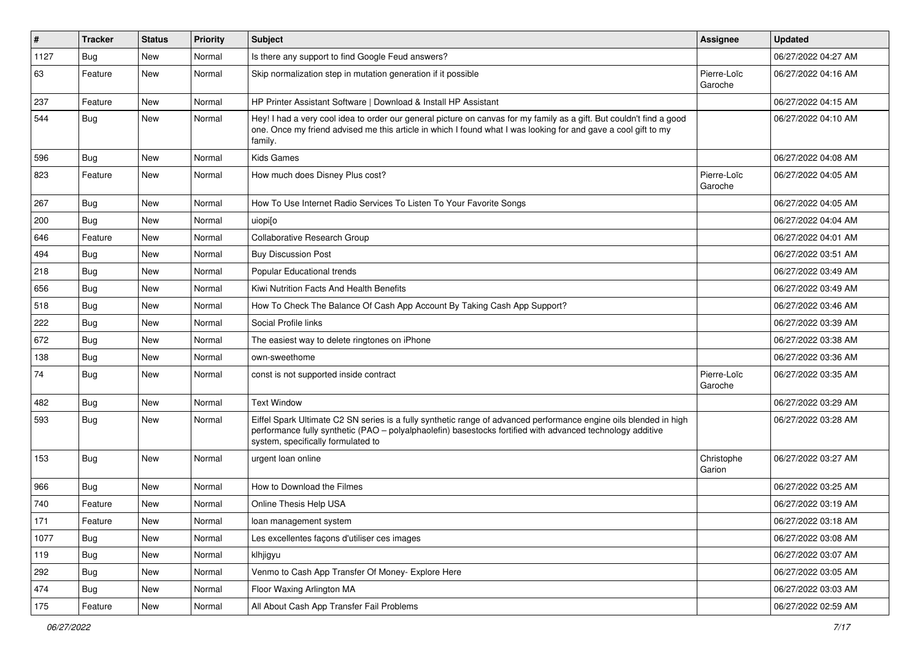| # | Tracker | Status | Priority | Subject | Assignee | Updated |
|---|---|---|---|---|---|---|
| 1127 | Bug | New | Normal | Is there any support to find Google Feud answers? | | 06/27/2022 04:27 AM |
| 63 | Feature | New | Normal | Skip normalization step in mutation generation if it possible | Pierre-Loïc Garoche | 06/27/2022 04:16 AM |
| 237 | Feature | New | Normal | HP Printer Assistant Software \| Download & Install HP Assistant | | 06/27/2022 04:15 AM |
| 544 | Bug | New | Normal | Hey! I had a very cool idea to order our general picture on canvas for my family as a gift. But couldn't find a good one. Once my friend advised me this article in which I found what I was looking for and gave a cool gift to my family. | | 06/27/2022 04:10 AM |
| 596 | Bug | New | Normal | Kids Games | | 06/27/2022 04:08 AM |
| 823 | Feature | New | Normal | How much does Disney Plus cost? | Pierre-Loïc Garoche | 06/27/2022 04:05 AM |
| 267 | Bug | New | Normal | How To Use Internet Radio Services To Listen To Your Favorite Songs | | 06/27/2022 04:05 AM |
| 200 | Bug | New | Normal | uiopi[o | | 06/27/2022 04:04 AM |
| 646 | Feature | New | Normal | Collaborative Research Group | | 06/27/2022 04:01 AM |
| 494 | Bug | New | Normal | Buy Discussion Post | | 06/27/2022 03:51 AM |
| 218 | Bug | New | Normal | Popular Educational trends | | 06/27/2022 03:49 AM |
| 656 | Bug | New | Normal | Kiwi Nutrition Facts And Health Benefits | | 06/27/2022 03:49 AM |
| 518 | Bug | New | Normal | How To Check The Balance Of Cash App Account By Taking Cash App Support? | | 06/27/2022 03:46 AM |
| 222 | Bug | New | Normal | Social Profile links | | 06/27/2022 03:39 AM |
| 672 | Bug | New | Normal | The easiest way to delete ringtones on iPhone | | 06/27/2022 03:38 AM |
| 138 | Bug | New | Normal | own-sweethome | | 06/27/2022 03:36 AM |
| 74 | Bug | New | Normal | const is not supported inside contract | Pierre-Loïc Garoche | 06/27/2022 03:35 AM |
| 482 | Bug | New | Normal | Text Window | | 06/27/2022 03:29 AM |
| 593 | Bug | New | Normal | Eiffel Spark Ultimate C2 SN series is a fully synthetic range of advanced performance engine oils blended in high performance fully synthetic (PAO – polyalphaolefin) basestocks fortified with advanced technology additive system, specifically formulated to | | 06/27/2022 03:28 AM |
| 153 | Bug | New | Normal | urgent loan online | Christophe Garion | 06/27/2022 03:27 AM |
| 966 | Bug | New | Normal | How to Download the Filmes | | 06/27/2022 03:25 AM |
| 740 | Feature | New | Normal | Online Thesis Help USA | | 06/27/2022 03:19 AM |
| 171 | Feature | New | Normal | loan management system | | 06/27/2022 03:18 AM |
| 1077 | Bug | New | Normal | Les excellentes façons d'utiliser ces images | | 06/27/2022 03:08 AM |
| 119 | Bug | New | Normal | klhjigyu | | 06/27/2022 03:07 AM |
| 292 | Bug | New | Normal | Venmo to Cash App Transfer Of Money- Explore Here | | 06/27/2022 03:05 AM |
| 474 | Bug | New | Normal | Floor Waxing Arlington MA | | 06/27/2022 03:03 AM |
| 175 | Feature | New | Normal | All About Cash App Transfer Fail Problems | | 06/27/2022 02:59 AM |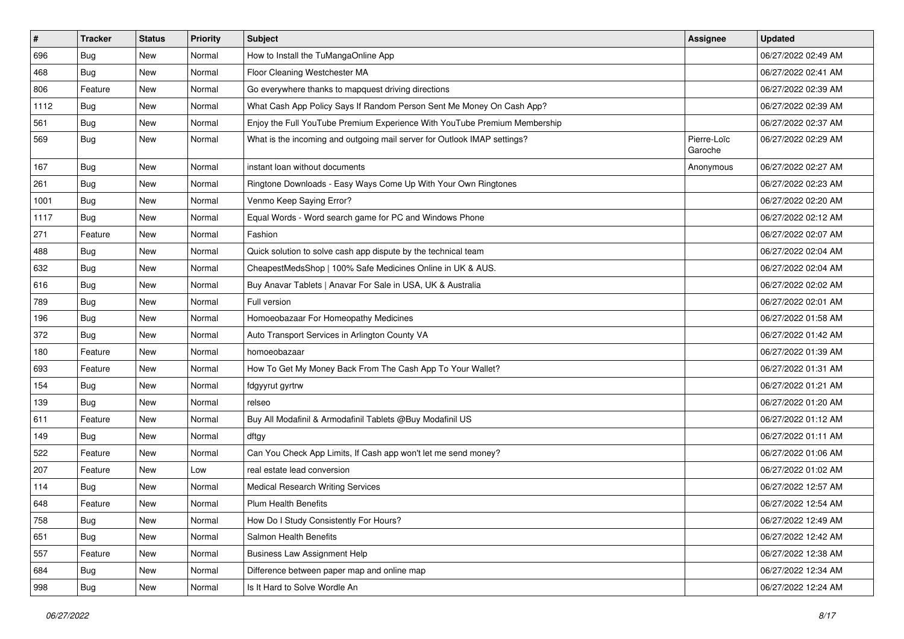| # | Tracker | Status | Priority | Subject | Assignee | Updated |
|---|---|---|---|---|---|---|
| 696 | Bug | New | Normal | How to Install the TuMangaOnline App | | 06/27/2022 02:49 AM |
| 468 | Bug | New | Normal | Floor Cleaning Westchester MA | | 06/27/2022 02:41 AM |
| 806 | Feature | New | Normal | Go everywhere thanks to mapquest driving directions | | 06/27/2022 02:39 AM |
| 1112 | Bug | New | Normal | What Cash App Policy Says If Random Person Sent Me Money On Cash App? | | 06/27/2022 02:39 AM |
| 561 | Bug | New | Normal | Enjoy the Full YouTube Premium Experience With YouTube Premium Membership | | 06/27/2022 02:37 AM |
| 569 | Bug | New | Normal | What is the incoming and outgoing mail server for Outlook IMAP settings? | Pierre-Loïc Garoche | 06/27/2022 02:29 AM |
| 167 | Bug | New | Normal | instant loan without documents | Anonymous | 06/27/2022 02:27 AM |
| 261 | Bug | New | Normal | Ringtone Downloads - Easy Ways Come Up With Your Own Ringtones | | 06/27/2022 02:23 AM |
| 1001 | Bug | New | Normal | Venmo Keep Saying Error? | | 06/27/2022 02:20 AM |
| 1117 | Bug | New | Normal | Equal Words - Word search game for PC and Windows Phone | | 06/27/2022 02:12 AM |
| 271 | Feature | New | Normal | Fashion | | 06/27/2022 02:07 AM |
| 488 | Bug | New | Normal | Quick solution to solve cash app dispute by the technical team | | 06/27/2022 02:04 AM |
| 632 | Bug | New | Normal | CheapestMedsShop | 100% Safe Medicines Online in UK & AUS. | | 06/27/2022 02:04 AM |
| 616 | Bug | New | Normal | Buy Anavar Tablets | Anavar For Sale in USA, UK & Australia | | 06/27/2022 02:02 AM |
| 789 | Bug | New | Normal | Full version | | 06/27/2022 02:01 AM |
| 196 | Bug | New | Normal | Homoeobazaar For Homeopathy Medicines | | 06/27/2022 01:58 AM |
| 372 | Bug | New | Normal | Auto Transport Services in Arlington County VA | | 06/27/2022 01:42 AM |
| 180 | Feature | New | Normal | homoeobazaar | | 06/27/2022 01:39 AM |
| 693 | Feature | New | Normal | How To Get My Money Back From The Cash App To Your Wallet? | | 06/27/2022 01:31 AM |
| 154 | Bug | New | Normal | fdgyyrut gyrtrw | | 06/27/2022 01:21 AM |
| 139 | Bug | New | Normal | relseo | | 06/27/2022 01:20 AM |
| 611 | Feature | New | Normal | Buy All Modafinil & Armodafinil Tablets @Buy Modafinil US | | 06/27/2022 01:12 AM |
| 149 | Bug | New | Normal | dftgy | | 06/27/2022 01:11 AM |
| 522 | Feature | New | Normal | Can You Check App Limits, If Cash app won't let me send money? | | 06/27/2022 01:06 AM |
| 207 | Feature | New | Low | real estate lead conversion | | 06/27/2022 01:02 AM |
| 114 | Bug | New | Normal | Medical Research Writing Services | | 06/27/2022 12:57 AM |
| 648 | Feature | New | Normal | Plum Health Benefits | | 06/27/2022 12:54 AM |
| 758 | Bug | New | Normal | How Do I Study Consistently For Hours? | | 06/27/2022 12:49 AM |
| 651 | Bug | New | Normal | Salmon Health Benefits | | 06/27/2022 12:42 AM |
| 557 | Feature | New | Normal | Business Law Assignment Help | | 06/27/2022 12:38 AM |
| 684 | Bug | New | Normal | Difference between paper map and online map | | 06/27/2022 12:34 AM |
| 998 | Bug | New | Normal | Is It Hard to Solve Wordle An | | 06/27/2022 12:24 AM |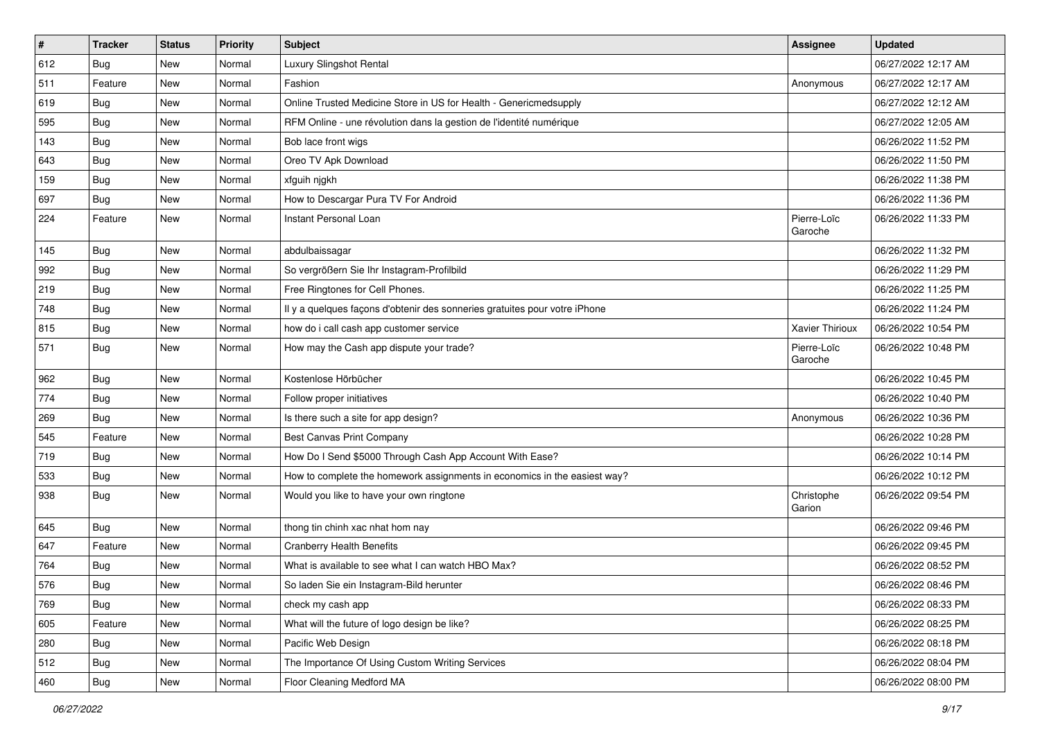| # | Tracker | Status | Priority | Subject | Assignee | Updated |
|---|---|---|---|---|---|---|
| 612 | Bug | New | Normal | Luxury Slingshot Rental | | 06/27/2022 12:17 AM |
| 511 | Feature | New | Normal | Fashion | Anonymous | 06/27/2022 12:17 AM |
| 619 | Bug | New | Normal | Online Trusted Medicine Store in US for Health - Genericmedsupply | | 06/27/2022 12:12 AM |
| 595 | Bug | New | Normal | RFM Online - une révolution dans la gestion de l'identité numérique | | 06/27/2022 12:05 AM |
| 143 | Bug | New | Normal | Bob lace front wigs | | 06/26/2022 11:52 PM |
| 643 | Bug | New | Normal | Oreo TV Apk Download | | 06/26/2022 11:50 PM |
| 159 | Bug | New | Normal | xfguih njgkh | | 06/26/2022 11:38 PM |
| 697 | Bug | New | Normal | How to Descargar Pura TV For Android | | 06/26/2022 11:36 PM |
| 224 | Feature | New | Normal | Instant Personal Loan | Pierre-Loïc Garoche | 06/26/2022 11:33 PM |
| 145 | Bug | New | Normal | abdulbaissagar | | 06/26/2022 11:32 PM |
| 992 | Bug | New | Normal | So vergrößern Sie Ihr Instagram-Profilbild | | 06/26/2022 11:29 PM |
| 219 | Bug | New | Normal | Free Ringtones for Cell Phones. | | 06/26/2022 11:25 PM |
| 748 | Bug | New | Normal | Il y a quelques façons d'obtenir des sonneries gratuites pour votre iPhone | | 06/26/2022 11:24 PM |
| 815 | Bug | New | Normal | how do i call cash app customer service | Xavier Thirioux | 06/26/2022 10:54 PM |
| 571 | Bug | New | Normal | How may the Cash app dispute your trade? | Pierre-Loïc Garoche | 06/26/2022 10:48 PM |
| 962 | Bug | New | Normal | Kostenlose Hörbücher | | 06/26/2022 10:45 PM |
| 774 | Bug | New | Normal | Follow proper initiatives | | 06/26/2022 10:40 PM |
| 269 | Bug | New | Normal | Is there such a site for app design? | Anonymous | 06/26/2022 10:36 PM |
| 545 | Feature | New | Normal | Best Canvas Print Company | | 06/26/2022 10:28 PM |
| 719 | Bug | New | Normal | How Do I Send $5000 Through Cash App Account With Ease? | | 06/26/2022 10:14 PM |
| 533 | Bug | New | Normal | How to complete the homework assignments in economics in the easiest way? | | 06/26/2022 10:12 PM |
| 938 | Bug | New | Normal | Would you like to have your own ringtone | Christophe Garion | 06/26/2022 09:54 PM |
| 645 | Bug | New | Normal | thong tin chinh xac nhat hom nay | | 06/26/2022 09:46 PM |
| 647 | Feature | New | Normal | Cranberry Health Benefits | | 06/26/2022 09:45 PM |
| 764 | Bug | New | Normal | What is available to see what I can watch HBO Max? | | 06/26/2022 08:52 PM |
| 576 | Bug | New | Normal | So laden Sie ein Instagram-Bild herunter | | 06/26/2022 08:46 PM |
| 769 | Bug | New | Normal | check my cash app | | 06/26/2022 08:33 PM |
| 605 | Feature | New | Normal | What will the future of logo design be like? | | 06/26/2022 08:25 PM |
| 280 | Bug | New | Normal | Pacific Web Design | | 06/26/2022 08:18 PM |
| 512 | Bug | New | Normal | The Importance Of Using Custom Writing Services | | 06/26/2022 08:04 PM |
| 460 | Bug | New | Normal | Floor Cleaning Medford MA | | 06/26/2022 08:00 PM |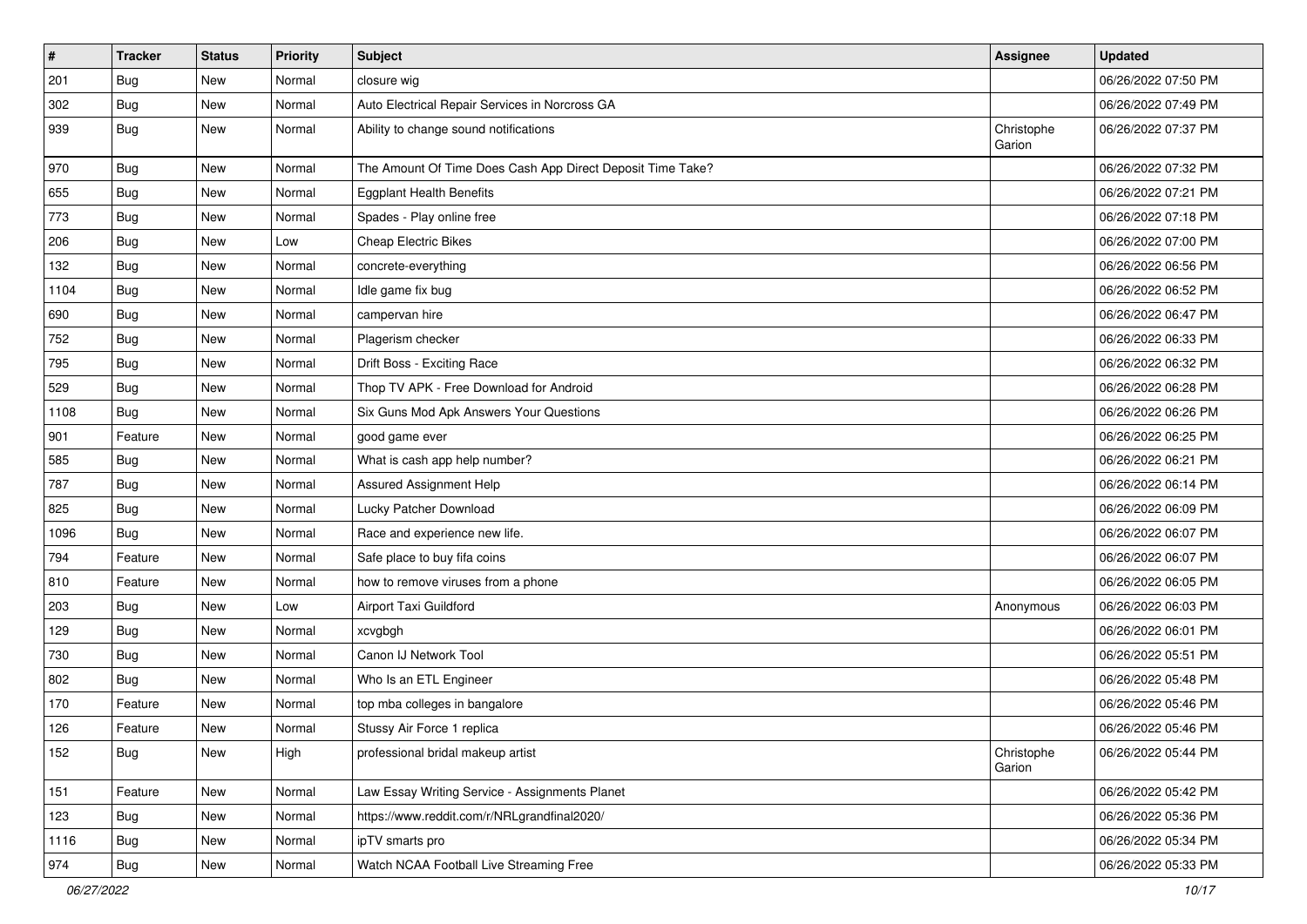| # | Tracker | Status | Priority | Subject | Assignee | Updated |
|---|---|---|---|---|---|---|
| 201 | Bug | New | Normal | closure wig | | 06/26/2022 07:50 PM |
| 302 | Bug | New | Normal | Auto Electrical Repair Services in Norcross GA | | 06/26/2022 07:49 PM |
| 939 | Bug | New | Normal | Ability to change sound notifications | Christophe Garion | 06/26/2022 07:37 PM |
| 970 | Bug | New | Normal | The Amount Of Time Does Cash App Direct Deposit Time Take? | | 06/26/2022 07:32 PM |
| 655 | Bug | New | Normal | Eggplant Health Benefits | | 06/26/2022 07:21 PM |
| 773 | Bug | New | Normal | Spades - Play online free | | 06/26/2022 07:18 PM |
| 206 | Bug | New | Low | Cheap Electric Bikes | | 06/26/2022 07:00 PM |
| 132 | Bug | New | Normal | concrete-everything | | 06/26/2022 06:56 PM |
| 1104 | Bug | New | Normal | Idle game fix bug | | 06/26/2022 06:52 PM |
| 690 | Bug | New | Normal | campervan hire | | 06/26/2022 06:47 PM |
| 752 | Bug | New | Normal | Plagerism checker | | 06/26/2022 06:33 PM |
| 795 | Bug | New | Normal | Drift Boss - Exciting Race | | 06/26/2022 06:32 PM |
| 529 | Bug | New | Normal | Thop TV APK - Free Download for Android | | 06/26/2022 06:28 PM |
| 1108 | Bug | New | Normal | Six Guns Mod Apk Answers Your Questions | | 06/26/2022 06:26 PM |
| 901 | Feature | New | Normal | good game ever | | 06/26/2022 06:25 PM |
| 585 | Bug | New | Normal | What is cash app help number? | | 06/26/2022 06:21 PM |
| 787 | Bug | New | Normal | Assured Assignment Help | | 06/26/2022 06:14 PM |
| 825 | Bug | New | Normal | Lucky Patcher Download | | 06/26/2022 06:09 PM |
| 1096 | Bug | New | Normal | Race and experience new life. | | 06/26/2022 06:07 PM |
| 794 | Feature | New | Normal | Safe place to buy fifa coins | | 06/26/2022 06:07 PM |
| 810 | Feature | New | Normal | how to remove viruses from a phone | | 06/26/2022 06:05 PM |
| 203 | Bug | New | Low | Airport Taxi Guildford | Anonymous | 06/26/2022 06:03 PM |
| 129 | Bug | New | Normal | xcvgbgh | | 06/26/2022 06:01 PM |
| 730 | Bug | New | Normal | Canon IJ Network Tool | | 06/26/2022 05:51 PM |
| 802 | Bug | New | Normal | Who Is an ETL Engineer | | 06/26/2022 05:48 PM |
| 170 | Feature | New | Normal | top mba colleges in bangalore | | 06/26/2022 05:46 PM |
| 126 | Feature | New | Normal | Stussy Air Force 1 replica | | 06/26/2022 05:46 PM |
| 152 | Bug | New | High | professional bridal makeup artist | Christophe Garion | 06/26/2022 05:44 PM |
| 151 | Feature | New | Normal | Law Essay Writing Service - Assignments Planet | | 06/26/2022 05:42 PM |
| 123 | Bug | New | Normal | https://www.reddit.com/r/NRLgrandfinal2020/ | | 06/26/2022 05:36 PM |
| 1116 | Bug | New | Normal | ipTV smarts pro | | 06/26/2022 05:34 PM |
| 974 | Bug | New | Normal | Watch NCAA Football Live Streaming Free | | 06/26/2022 05:33 PM |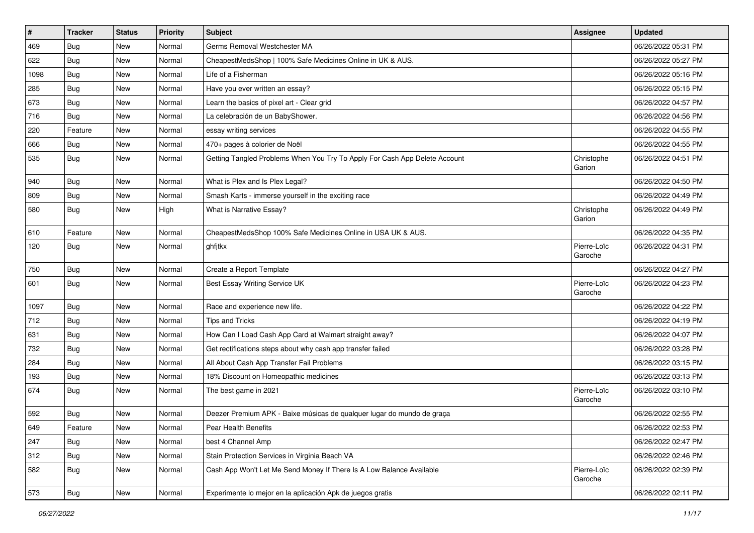| # | Tracker | Status | Priority | Subject | Assignee | Updated |
|---|---|---|---|---|---|---|
| 469 | Bug | New | Normal | Germs Removal Westchester MA | | 06/26/2022 05:31 PM |
| 622 | Bug | New | Normal | CheapestMedsShop \| 100% Safe Medicines Online in UK & AUS. | | 06/26/2022 05:27 PM |
| 1098 | Bug | New | Normal | Life of a Fisherman | | 06/26/2022 05:16 PM |
| 285 | Bug | New | Normal | Have you ever written an essay? | | 06/26/2022 05:15 PM |
| 673 | Bug | New | Normal | Learn the basics of pixel art - Clear grid | | 06/26/2022 04:57 PM |
| 716 | Bug | New | Normal | La celebración de un BabyShower. | | 06/26/2022 04:56 PM |
| 220 | Feature | New | Normal | essay writing services | | 06/26/2022 04:55 PM |
| 666 | Bug | New | Normal | 470+ pages à colorier de Noël | | 06/26/2022 04:55 PM |
| 535 | Bug | New | Normal | Getting Tangled Problems When You Try To Apply For Cash App Delete Account | Christophe Garion | 06/26/2022 04:51 PM |
| 940 | Bug | New | Normal | What is Plex and Is Plex Legal? | | 06/26/2022 04:50 PM |
| 809 | Bug | New | Normal | Smash Karts - immerse yourself in the exciting race | | 06/26/2022 04:49 PM |
| 580 | Bug | New | High | What is Narrative Essay? | Christophe Garion | 06/26/2022 04:49 PM |
| 610 | Feature | New | Normal | CheapestMedsShop 100% Safe Medicines Online in USA UK & AUS. | | 06/26/2022 04:35 PM |
| 120 | Bug | New | Normal | ghfjtkx | Pierre-Loïc Garoche | 06/26/2022 04:31 PM |
| 750 | Bug | New | Normal | Create a Report Template | | 06/26/2022 04:27 PM |
| 601 | Bug | New | Normal | Best Essay Writing Service UK | Pierre-Loïc Garoche | 06/26/2022 04:23 PM |
| 1097 | Bug | New | Normal | Race and experience new life. | | 06/26/2022 04:22 PM |
| 712 | Bug | New | Normal | Tips and Tricks | | 06/26/2022 04:19 PM |
| 631 | Bug | New | Normal | How Can I Load Cash App Card at Walmart straight away? | | 06/26/2022 04:07 PM |
| 732 | Bug | New | Normal | Get rectifications steps about why cash app transfer failed | | 06/26/2022 03:28 PM |
| 284 | Bug | New | Normal | All About Cash App Transfer Fail Problems | | 06/26/2022 03:15 PM |
| 193 | Bug | New | Normal | 18% Discount on Homeopathic medicines | | 06/26/2022 03:13 PM |
| 674 | Bug | New | Normal | The best game in 2021 | Pierre-Loïc Garoche | 06/26/2022 03:10 PM |
| 592 | Bug | New | Normal | Deezer Premium APK - Baixe músicas de qualquer lugar do mundo de graça | | 06/26/2022 02:55 PM |
| 649 | Feature | New | Normal | Pear Health Benefits | | 06/26/2022 02:53 PM |
| 247 | Bug | New | Normal | best 4 Channel Amp | | 06/26/2022 02:47 PM |
| 312 | Bug | New | Normal | Stain Protection Services in Virginia Beach VA | | 06/26/2022 02:46 PM |
| 582 | Bug | New | Normal | Cash App Won't Let Me Send Money If There Is A Low Balance Available | Pierre-Loïc Garoche | 06/26/2022 02:39 PM |
| 573 | Bug | New | Normal | Experimente lo mejor en la aplicación Apk de juegos gratis | | 06/26/2022 02:11 PM |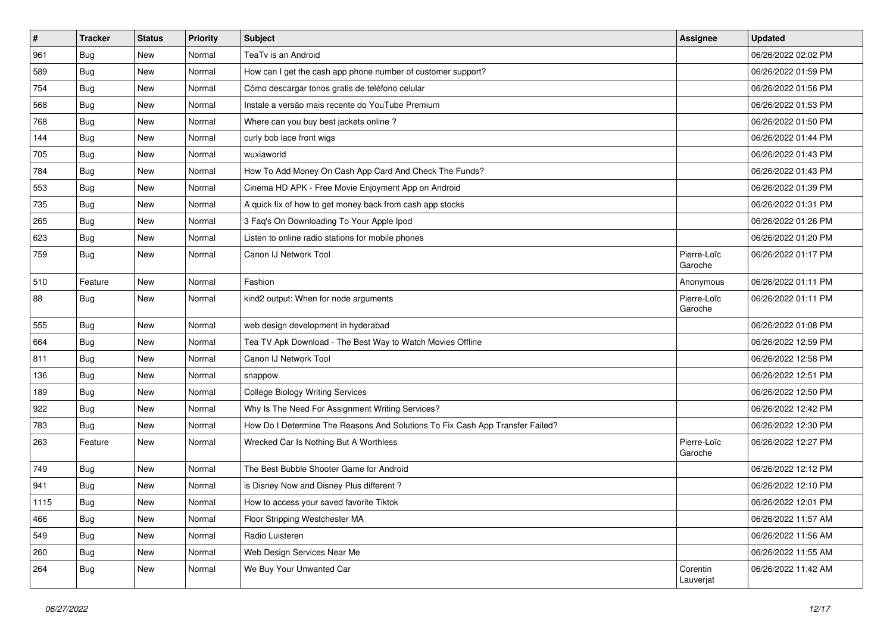| # | Tracker | Status | Priority | Subject | Assignee | Updated |
|---|---|---|---|---|---|---|
| 961 | Bug | New | Normal | TeaTv is an Android | | 06/26/2022 02:02 PM |
| 589 | Bug | New | Normal | How can I get the cash app phone number of customer support? | | 06/26/2022 01:59 PM |
| 754 | Bug | New | Normal | Cómo descargar tonos gratis de teléfono celular | | 06/26/2022 01:56 PM |
| 568 | Bug | New | Normal | Instale a versão mais recente do YouTube Premium | | 06/26/2022 01:53 PM |
| 768 | Bug | New | Normal | Where can you buy best jackets online ? | | 06/26/2022 01:50 PM |
| 144 | Bug | New | Normal | curly bob lace front wigs | | 06/26/2022 01:44 PM |
| 705 | Bug | New | Normal | wuxiaworld | | 06/26/2022 01:43 PM |
| 784 | Bug | New | Normal | How To Add Money On Cash App Card And Check The Funds? | | 06/26/2022 01:43 PM |
| 553 | Bug | New | Normal | Cinema HD APK - Free Movie Enjoyment App on Android | | 06/26/2022 01:39 PM |
| 735 | Bug | New | Normal | A quick fix of how to get money back from cash app stocks | | 06/26/2022 01:31 PM |
| 265 | Bug | New | Normal | 3 Faq's On Downloading To Your Apple Ipod | | 06/26/2022 01:26 PM |
| 623 | Bug | New | Normal | Listen to online radio stations for mobile phones | | 06/26/2022 01:20 PM |
| 759 | Bug | New | Normal | Canon IJ Network Tool | Pierre-Loïc Garoche | 06/26/2022 01:17 PM |
| 510 | Feature | New | Normal | Fashion | Anonymous | 06/26/2022 01:11 PM |
| 88 | Bug | New | Normal | kind2 output: When for node arguments | Pierre-Loïc Garoche | 06/26/2022 01:11 PM |
| 555 | Bug | New | Normal | web design development in hyderabad | | 06/26/2022 01:08 PM |
| 664 | Bug | New | Normal | Tea TV Apk Download - The Best Way to Watch Movies Offline | | 06/26/2022 12:59 PM |
| 811 | Bug | New | Normal | Canon IJ Network Tool | | 06/26/2022 12:58 PM |
| 136 | Bug | New | Normal | snappow | | 06/26/2022 12:51 PM |
| 189 | Bug | New | Normal | College Biology Writing Services | | 06/26/2022 12:50 PM |
| 922 | Bug | New | Normal | Why Is The Need For Assignment Writing Services? | | 06/26/2022 12:42 PM |
| 783 | Bug | New | Normal | How Do I Determine The Reasons And Solutions To Fix Cash App Transfer Failed? | | 06/26/2022 12:30 PM |
| 263 | Feature | New | Normal | Wrecked Car Is Nothing But A Worthless | Pierre-Loïc Garoche | 06/26/2022 12:27 PM |
| 749 | Bug | New | Normal | The Best Bubble Shooter Game for Android | | 06/26/2022 12:12 PM |
| 941 | Bug | New | Normal | is Disney Now and Disney Plus different ? | | 06/26/2022 12:10 PM |
| 1115 | Bug | New | Normal | How to access your saved favorite Tiktok | | 06/26/2022 12:01 PM |
| 466 | Bug | New | Normal | Floor Stripping Westchester MA | | 06/26/2022 11:57 AM |
| 549 | Bug | New | Normal | Radio Luisteren | | 06/26/2022 11:56 AM |
| 260 | Bug | New | Normal | Web Design Services Near Me | | 06/26/2022 11:55 AM |
| 264 | Bug | New | Normal | We Buy Your Unwanted Car | Corentin Lauverjat | 06/26/2022 11:42 AM |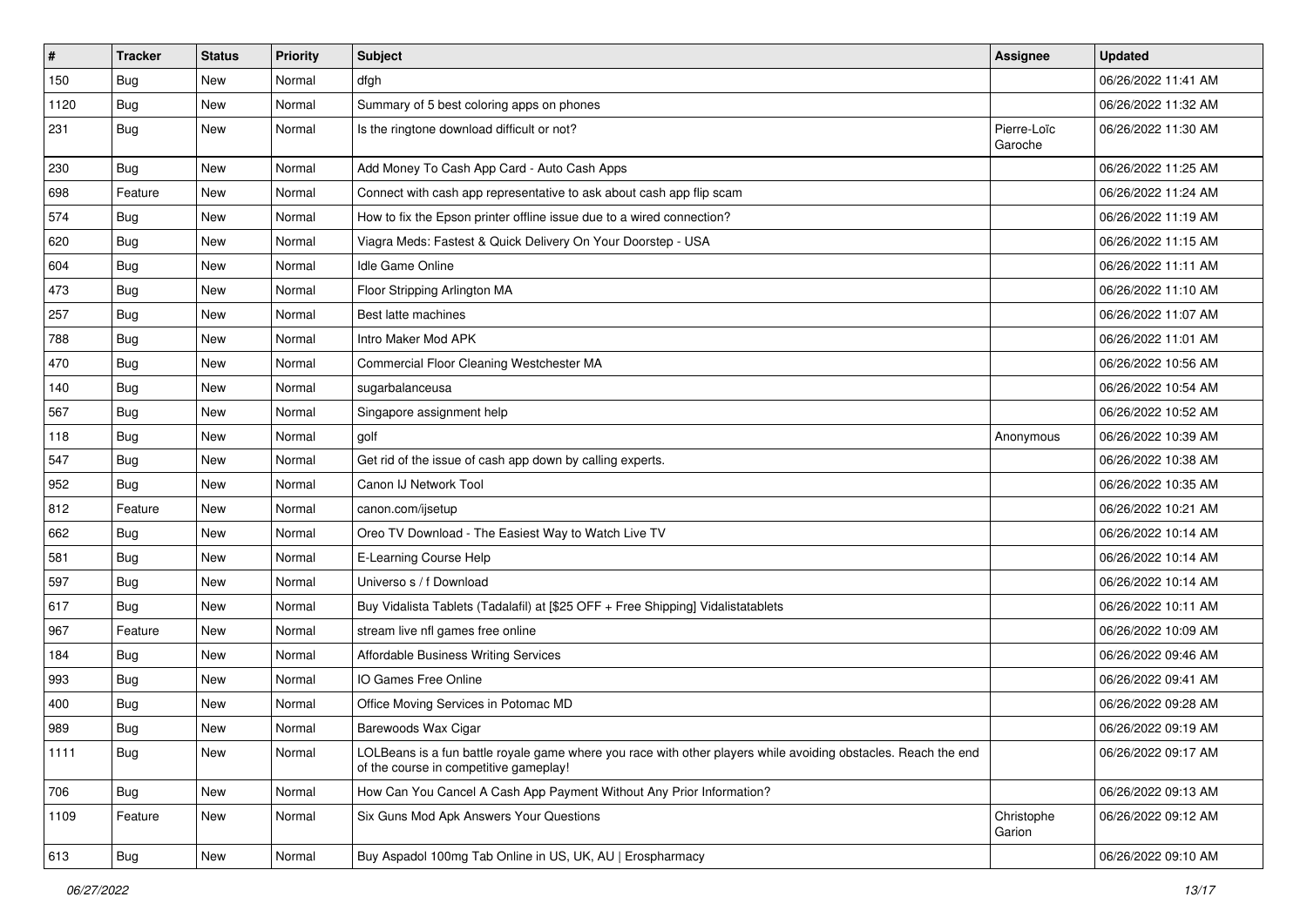| # | Tracker | Status | Priority | Subject | Assignee | Updated |
|---|---|---|---|---|---|---|
| 150 | Bug | New | Normal | dfgh | | 06/26/2022 11:41 AM |
| 1120 | Bug | New | Normal | Summary of 5 best coloring apps on phones | | 06/26/2022 11:32 AM |
| 231 | Bug | New | Normal | Is the ringtone download difficult or not? | Pierre-Loïc Garoche | 06/26/2022 11:30 AM |
| 230 | Bug | New | Normal | Add Money To Cash App Card - Auto Cash Apps | | 06/26/2022 11:25 AM |
| 698 | Feature | New | Normal | Connect with cash app representative to ask about cash app flip scam | | 06/26/2022 11:24 AM |
| 574 | Bug | New | Normal | How to fix the Epson printer offline issue due to a wired connection? | | 06/26/2022 11:19 AM |
| 620 | Bug | New | Normal | Viagra Meds: Fastest & Quick Delivery On Your Doorstep - USA | | 06/26/2022 11:15 AM |
| 604 | Bug | New | Normal | Idle Game Online | | 06/26/2022 11:11 AM |
| 473 | Bug | New | Normal | Floor Stripping Arlington MA | | 06/26/2022 11:10 AM |
| 257 | Bug | New | Normal | Best latte machines | | 06/26/2022 11:07 AM |
| 788 | Bug | New | Normal | Intro Maker Mod APK | | 06/26/2022 11:01 AM |
| 470 | Bug | New | Normal | Commercial Floor Cleaning Westchester MA | | 06/26/2022 10:56 AM |
| 140 | Bug | New | Normal | sugarbalanceusa | | 06/26/2022 10:54 AM |
| 567 | Bug | New | Normal | Singapore assignment help | | 06/26/2022 10:52 AM |
| 118 | Bug | New | Normal | golf | Anonymous | 06/26/2022 10:39 AM |
| 547 | Bug | New | Normal | Get rid of the issue of cash app down by calling experts. | | 06/26/2022 10:38 AM |
| 952 | Bug | New | Normal | Canon IJ Network Tool | | 06/26/2022 10:35 AM |
| 812 | Feature | New | Normal | canon.com/ijsetup | | 06/26/2022 10:21 AM |
| 662 | Bug | New | Normal | Oreo TV Download - The Easiest Way to Watch Live TV | | 06/26/2022 10:14 AM |
| 581 | Bug | New | Normal | E-Learning Course Help | | 06/26/2022 10:14 AM |
| 597 | Bug | New | Normal | Universo s / f Download | | 06/26/2022 10:14 AM |
| 617 | Bug | New | Normal | Buy Vidalista Tablets (Tadalafil) at [$25 OFF + Free Shipping] Vidalistatablets | | 06/26/2022 10:11 AM |
| 967 | Feature | New | Normal | stream live nfl games free online | | 06/26/2022 10:09 AM |
| 184 | Bug | New | Normal | Affordable Business Writing Services | | 06/26/2022 09:46 AM |
| 993 | Bug | New | Normal | IO Games Free Online | | 06/26/2022 09:41 AM |
| 400 | Bug | New | Normal | Office Moving Services in Potomac MD | | 06/26/2022 09:28 AM |
| 989 | Bug | New | Normal | Barewoods Wax Cigar | | 06/26/2022 09:19 AM |
| 1111 | Bug | New | Normal | LOLBeans is a fun battle royale game where you race with other players while avoiding obstacles. Reach the end of the course in competitive gameplay! | | 06/26/2022 09:17 AM |
| 706 | Bug | New | Normal | How Can You Cancel A Cash App Payment Without Any Prior Information? | | 06/26/2022 09:13 AM |
| 1109 | Feature | New | Normal | Six Guns Mod Apk Answers Your Questions | Christophe Garion | 06/26/2022 09:12 AM |
| 613 | Bug | New | Normal | Buy Aspadol 100mg Tab Online in US, UK, AU \| Erospharmacy | | 06/26/2022 09:10 AM |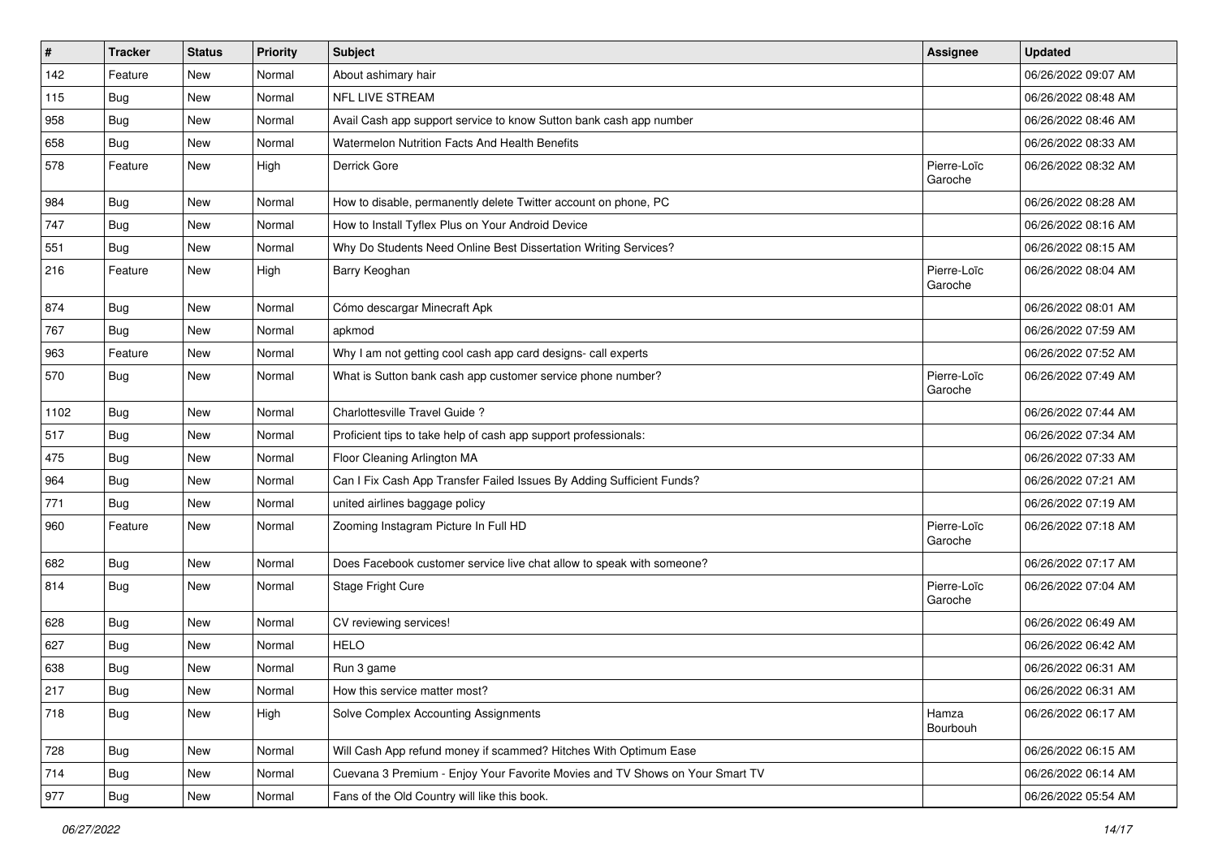| # | Tracker | Status | Priority | Subject | Assignee | Updated |
|---|---|---|---|---|---|---|
| 142 | Feature | New | Normal | About ashimary hair | | 06/26/2022 09:07 AM |
| 115 | Bug | New | Normal | NFL LIVE STREAM | | 06/26/2022 08:48 AM |
| 958 | Bug | New | Normal | Avail Cash app support service to know Sutton bank cash app number | | 06/26/2022 08:46 AM |
| 658 | Bug | New | Normal | Watermelon Nutrition Facts And Health Benefits | | 06/26/2022 08:33 AM |
| 578 | Feature | New | High | Derrick Gore | Pierre-Loïc Garoche | 06/26/2022 08:32 AM |
| 984 | Bug | New | Normal | How to disable, permanently delete Twitter account on phone, PC | | 06/26/2022 08:28 AM |
| 747 | Bug | New | Normal | How to Install Tyflex Plus on Your Android Device | | 06/26/2022 08:16 AM |
| 551 | Bug | New | Normal | Why Do Students Need Online Best Dissertation Writing Services? | | 06/26/2022 08:15 AM |
| 216 | Feature | New | High | Barry Keoghan | Pierre-Loïc Garoche | 06/26/2022 08:04 AM |
| 874 | Bug | New | Normal | Cómo descargar Minecraft Apk | | 06/26/2022 08:01 AM |
| 767 | Bug | New | Normal | apkmod | | 06/26/2022 07:59 AM |
| 963 | Feature | New | Normal | Why I am not getting cool cash app card designs- call experts | | 06/26/2022 07:52 AM |
| 570 | Bug | New | Normal | What is Sutton bank cash app customer service phone number? | Pierre-Loïc Garoche | 06/26/2022 07:49 AM |
| 1102 | Bug | New | Normal | Charlottesville Travel Guide ? | | 06/26/2022 07:44 AM |
| 517 | Bug | New | Normal | Proficient tips to take help of cash app support professionals: | | 06/26/2022 07:34 AM |
| 475 | Bug | New | Normal | Floor Cleaning Arlington MA | | 06/26/2022 07:33 AM |
| 964 | Bug | New | Normal | Can I Fix Cash App Transfer Failed Issues By Adding Sufficient Funds? | | 06/26/2022 07:21 AM |
| 771 | Bug | New | Normal | united airlines baggage policy | | 06/26/2022 07:19 AM |
| 960 | Feature | New | Normal | Zooming Instagram Picture In Full HD | Pierre-Loïc Garoche | 06/26/2022 07:18 AM |
| 682 | Bug | New | Normal | Does Facebook customer service live chat allow to speak with someone? | | 06/26/2022 07:17 AM |
| 814 | Bug | New | Normal | Stage Fright Cure | Pierre-Loïc Garoche | 06/26/2022 07:04 AM |
| 628 | Bug | New | Normal | CV reviewing services! | | 06/26/2022 06:49 AM |
| 627 | Bug | New | Normal | HELO | | 06/26/2022 06:42 AM |
| 638 | Bug | New | Normal | Run 3 game | | 06/26/2022 06:31 AM |
| 217 | Bug | New | Normal | How this service matter most? | | 06/26/2022 06:31 AM |
| 718 | Bug | New | High | Solve Complex Accounting Assignments | Hamza Bourbouh | 06/26/2022 06:17 AM |
| 728 | Bug | New | Normal | Will Cash App refund money if scammed? Hitches With Optimum Ease | | 06/26/2022 06:15 AM |
| 714 | Bug | New | Normal | Cuevana 3 Premium - Enjoy Your Favorite Movies and TV Shows on Your Smart TV | | 06/26/2022 06:14 AM |
| 977 | Bug | New | Normal | Fans of the Old Country will like this book. | | 06/26/2022 05:54 AM |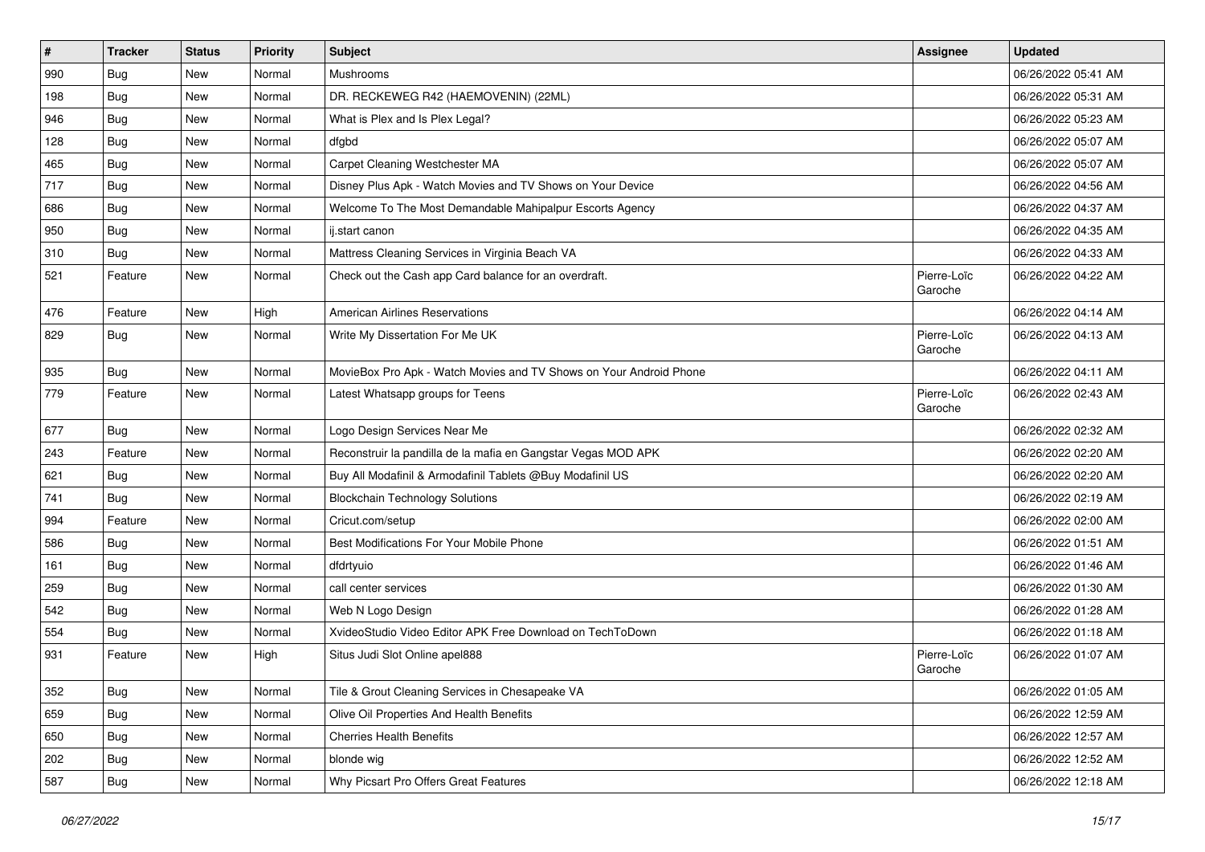| # | Tracker | Status | Priority | Subject | Assignee | Updated |
|---|---|---|---|---|---|---|
| 990 | Bug | New | Normal | Mushrooms | | 06/26/2022 05:41 AM |
| 198 | Bug | New | Normal | DR. RECKEWEG R42 (HAEMOVENIN) (22ML) | | 06/26/2022 05:31 AM |
| 946 | Bug | New | Normal | What is Plex and Is Plex Legal? | | 06/26/2022 05:23 AM |
| 128 | Bug | New | Normal | dfgbd | | 06/26/2022 05:07 AM |
| 465 | Bug | New | Normal | Carpet Cleaning Westchester MA | | 06/26/2022 05:07 AM |
| 717 | Bug | New | Normal | Disney Plus Apk - Watch Movies and TV Shows on Your Device | | 06/26/2022 04:56 AM |
| 686 | Bug | New | Normal | Welcome To The Most Demandable Mahipalpur Escorts Agency | | 06/26/2022 04:37 AM |
| 950 | Bug | New | Normal | ij.start canon | | 06/26/2022 04:35 AM |
| 310 | Bug | New | Normal | Mattress Cleaning Services in Virginia Beach VA | | 06/26/2022 04:33 AM |
| 521 | Feature | New | Normal | Check out the Cash app Card balance for an overdraft. | Pierre-Loïc Garoche | 06/26/2022 04:22 AM |
| 476 | Feature | New | High | American Airlines Reservations | | 06/26/2022 04:14 AM |
| 829 | Bug | New | Normal | Write My Dissertation For Me UK | Pierre-Loïc Garoche | 06/26/2022 04:13 AM |
| 935 | Bug | New | Normal | MovieBox Pro Apk - Watch Movies and TV Shows on Your Android Phone | | 06/26/2022 04:11 AM |
| 779 | Feature | New | Normal | Latest Whatsapp groups for Teens | Pierre-Loïc Garoche | 06/26/2022 02:43 AM |
| 677 | Bug | New | Normal | Logo Design Services Near Me | | 06/26/2022 02:32 AM |
| 243 | Feature | New | Normal | Reconstruir la pandilla de la mafia en Gangstar Vegas MOD APK | | 06/26/2022 02:20 AM |
| 621 | Bug | New | Normal | Buy All Modafinil & Armodafinil Tablets @Buy Modafinil US | | 06/26/2022 02:20 AM |
| 741 | Bug | New | Normal | Blockchain Technology Solutions | | 06/26/2022 02:19 AM |
| 994 | Feature | New | Normal | Cricut.com/setup | | 06/26/2022 02:00 AM |
| 586 | Bug | New | Normal | Best Modifications For Your Mobile Phone | | 06/26/2022 01:51 AM |
| 161 | Bug | New | Normal | dfdrtyuio | | 06/26/2022 01:46 AM |
| 259 | Bug | New | Normal | call center services | | 06/26/2022 01:30 AM |
| 542 | Bug | New | Normal | Web N Logo Design | | 06/26/2022 01:28 AM |
| 554 | Bug | New | Normal | XvideoStudio Video Editor APK Free Download on TechToDown | | 06/26/2022 01:18 AM |
| 931 | Feature | New | High | Situs Judi Slot Online apel888 | Pierre-Loïc Garoche | 06/26/2022 01:07 AM |
| 352 | Bug | New | Normal | Tile & Grout Cleaning Services in Chesapeake VA | | 06/26/2022 01:05 AM |
| 659 | Bug | New | Normal | Olive Oil Properties And Health Benefits | | 06/26/2022 12:59 AM |
| 650 | Bug | New | Normal | Cherries Health Benefits | | 06/26/2022 12:57 AM |
| 202 | Bug | New | Normal | blonde wig | | 06/26/2022 12:52 AM |
| 587 | Bug | New | Normal | Why Picsart Pro Offers Great Features | | 06/26/2022 12:18 AM |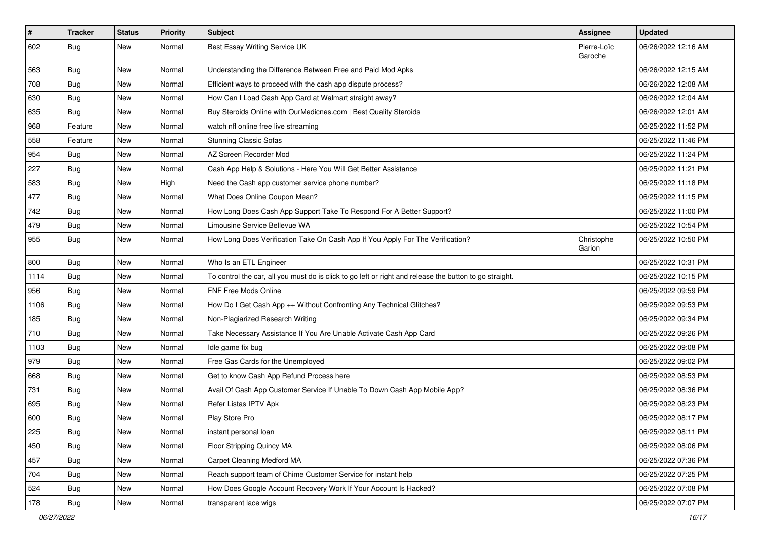| # | Tracker | Status | Priority | Subject | Assignee | Updated |
| --- | --- | --- | --- | --- | --- | --- |
| 602 | Bug | New | Normal | Best Essay Writing Service UK | Pierre-Loïc Garoche | 06/26/2022 12:16 AM |
| 563 | Bug | New | Normal | Understanding the Difference Between Free and Paid Mod Apks | | 06/26/2022 12:15 AM |
| 708 | Bug | New | Normal | Efficient ways to proceed with the cash app dispute process? | | 06/26/2022 12:08 AM |
| 630 | Bug | New | Normal | How Can I Load Cash App Card at Walmart straight away? | | 06/26/2022 12:04 AM |
| 635 | Bug | New | Normal | Buy Steroids Online with OurMedicnes.com \| Best Quality Steroids | | 06/26/2022 12:01 AM |
| 968 | Feature | New | Normal | watch nfl online free live streaming | | 06/25/2022 11:52 PM |
| 558 | Feature | New | Normal | Stunning Classic Sofas | | 06/25/2022 11:46 PM |
| 954 | Bug | New | Normal | AZ Screen Recorder Mod | | 06/25/2022 11:24 PM |
| 227 | Bug | New | Normal | Cash App Help & Solutions - Here You Will Get Better Assistance | | 06/25/2022 11:21 PM |
| 583 | Bug | New | High | Need the Cash app customer service phone number? | | 06/25/2022 11:18 PM |
| 477 | Bug | New | Normal | What Does Online Coupon Mean? | | 06/25/2022 11:15 PM |
| 742 | Bug | New | Normal | How Long Does Cash App Support Take To Respond For A Better Support? | | 06/25/2022 11:00 PM |
| 479 | Bug | New | Normal | Limousine Service Bellevue WA | | 06/25/2022 10:54 PM |
| 955 | Bug | New | Normal | How Long Does Verification Take On Cash App If You Apply For The Verification? | Christophe Garion | 06/25/2022 10:50 PM |
| 800 | Bug | New | Normal | Who Is an ETL Engineer | | 06/25/2022 10:31 PM |
| 1114 | Bug | New | Normal | To control the car, all you must do is click to go left or right and release the button to go straight. | | 06/25/2022 10:15 PM |
| 956 | Bug | New | Normal | FNF Free Mods Online | | 06/25/2022 09:59 PM |
| 1106 | Bug | New | Normal | How Do I Get Cash App ++ Without Confronting Any Technical Glitches? | | 06/25/2022 09:53 PM |
| 185 | Bug | New | Normal | Non-Plagiarized Research Writing | | 06/25/2022 09:34 PM |
| 710 | Bug | New | Normal | Take Necessary Assistance If You Are Unable Activate Cash App Card | | 06/25/2022 09:26 PM |
| 1103 | Bug | New | Normal | Idle game fix bug | | 06/25/2022 09:08 PM |
| 979 | Bug | New | Normal | Free Gas Cards for the Unemployed | | 06/25/2022 09:02 PM |
| 668 | Bug | New | Normal | Get to know Cash App Refund Process here | | 06/25/2022 08:53 PM |
| 731 | Bug | New | Normal | Avail Of Cash App Customer Service If Unable To Down Cash App Mobile App? | | 06/25/2022 08:36 PM |
| 695 | Bug | New | Normal | Refer Listas IPTV Apk | | 06/25/2022 08:23 PM |
| 600 | Bug | New | Normal | Play Store Pro | | 06/25/2022 08:17 PM |
| 225 | Bug | New | Normal | instant personal loan | | 06/25/2022 08:11 PM |
| 450 | Bug | New | Normal | Floor Stripping Quincy MA | | 06/25/2022 08:06 PM |
| 457 | Bug | New | Normal | Carpet Cleaning Medford MA | | 06/25/2022 07:36 PM |
| 704 | Bug | New | Normal | Reach support team of Chime Customer Service for instant help | | 06/25/2022 07:25 PM |
| 524 | Bug | New | Normal | How Does Google Account Recovery Work If Your Account Is Hacked? | | 06/25/2022 07:08 PM |
| 178 | Bug | New | Normal | transparent lace wigs | | 06/25/2022 07:07 PM |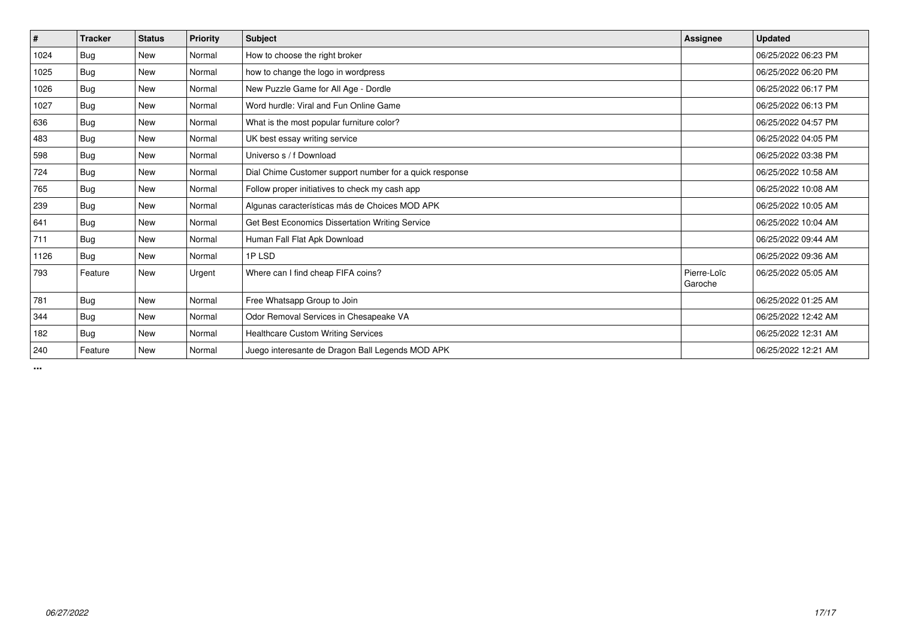| # | Tracker | Status | Priority | Subject | Assignee | Updated |
|---|---|---|---|---|---|---|
| 1024 | Bug | New | Normal | How to choose the right broker | | 06/25/2022 06:23 PM |
| 1025 | Bug | New | Normal | how to change the logo in wordpress | | 06/25/2022 06:20 PM |
| 1026 | Bug | New | Normal | New Puzzle Game for All Age - Dordle | | 06/25/2022 06:17 PM |
| 1027 | Bug | New | Normal | Word hurdle: Viral and Fun Online Game | | 06/25/2022 06:13 PM |
| 636 | Bug | New | Normal | What is the most popular furniture color? | | 06/25/2022 04:57 PM |
| 483 | Bug | New | Normal | UK best essay writing service | | 06/25/2022 04:05 PM |
| 598 | Bug | New | Normal | Universo s / f Download | | 06/25/2022 03:38 PM |
| 724 | Bug | New | Normal | Dial Chime Customer support number for a quick response | | 06/25/2022 10:58 AM |
| 765 | Bug | New | Normal | Follow proper initiatives to check my cash app | | 06/25/2022 10:08 AM |
| 239 | Bug | New | Normal | Algunas características más de Choices MOD APK | | 06/25/2022 10:05 AM |
| 641 | Bug | New | Normal | Get Best Economics Dissertation Writing Service | | 06/25/2022 10:04 AM |
| 711 | Bug | New | Normal | Human Fall Flat Apk Download | | 06/25/2022 09:44 AM |
| 1126 | Bug | New | Normal | 1P LSD | | 06/25/2022 09:36 AM |
| 793 | Feature | New | Urgent | Where can I find cheap FIFA coins? | Pierre-Loïc Garoche | 06/25/2022 05:05 AM |
| 781 | Bug | New | Normal | Free Whatsapp Group to Join | | 06/25/2022 01:25 AM |
| 344 | Bug | New | Normal | Odor Removal Services in Chesapeake VA | | 06/25/2022 12:42 AM |
| 182 | Bug | New | Normal | Healthcare Custom Writing Services | | 06/25/2022 12:31 AM |
| 240 | Feature | New | Normal | Juego interesante de Dragon Ball Legends MOD APK | | 06/25/2022 12:21 AM |

...